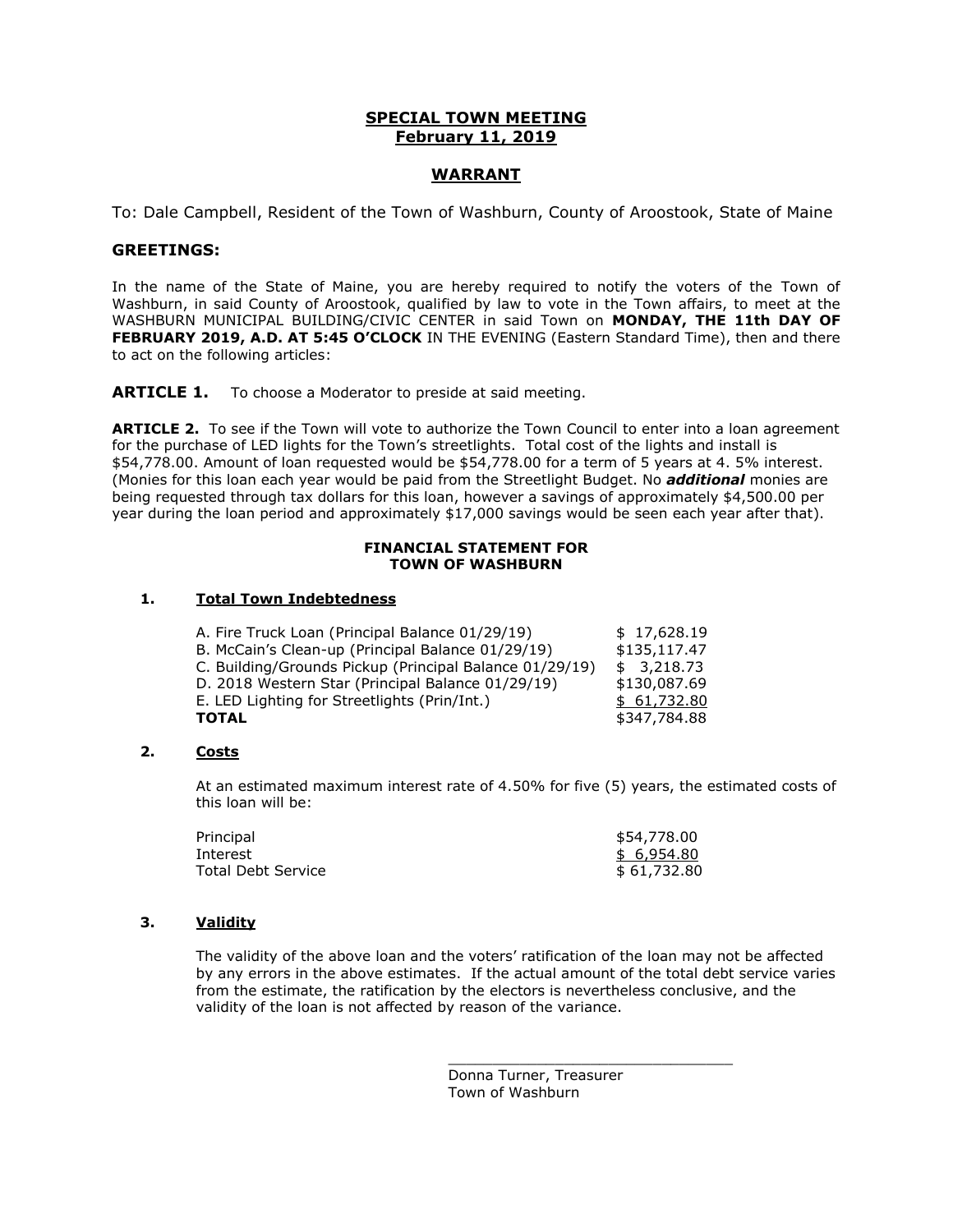# SPECIAL TOWN MEETING
## February 11, 2019

## WARRANT

To: Dale Campbell, Resident of the Town of Washburn, County of Aroostook, State of Maine

### GREETINGS:

In the name of the State of Maine, you are hereby required to notify the voters of the Town of Washburn, in said County of Aroostook, qualified by law to vote in the Town affairs, to meet at the WASHBURN MUNICIPAL BUILDING/CIVIC CENTER in said Town on **MONDAY, THE 11th DAY OF FEBRUARY 2019, A.D. AT 5:45 O'CLOCK** IN THE EVENING (Eastern Standard Time), then and there to act on the following articles:

**ARTICLE 1.** To choose a Moderator to preside at said meeting.

**ARTICLE 2.** To see if the Town will vote to authorize the Town Council to enter into a loan agreement for the purchase of LED lights for the Town's streetlights. Total cost of the lights and install is $54,778.00. Amount of loan requested would be $54,778.00 for a term of 5 years at 4. 5% interest. (Monies for this loan each year would be paid from the Streetlight Budget. No ***additional*** monies are being requested through tax dollars for this loan, however a savings of approximately $4,500.00 per year during the loan period and approximately $17,000 savings would be seen each year after that).

**FINANCIAL STATEMENT FOR TOWN OF WASHBURN**

**1. Total Town Indebtedness**

| | |
|---|---|
| A. Fire Truck Loan (Principal Balance 01/29/19) | $ 17,628.19 |
| B. McCain's Clean-up (Principal Balance 01/29/19) | $135,117.47 |
| C. Building/Grounds Pickup (Principal Balance 01/29/19) | $ 3,218.73 |
| D. 2018 Western Star (Principal Balance 01/29/19) | $130,087.69 |
| E. LED Lighting for Streetlights (Prin/Int.) | $ 61,732.80 |
| **TOTAL** | $347,784.88 |

**2. Costs**

At an estimated maximum interest rate of 4.50% for five (5) years, the estimated costs of this loan will be:

| | |
|---|---|
| Principal | $54,778.00 |
| Interest | $ 6,954.80 |
| Total Debt Service | $ 61,732.80 |

**3. Validity**

The validity of the above loan and the voters' ratification of the loan may not be affected by any errors in the above estimates. If the actual amount of the total debt service varies from the estimate, the ratification by the electors is nevertheless conclusive, and the validity of the loan is not affected by reason of the variance.

\_\_\_\_\_\_\_\_\_\_\_\_\_\_\_\_\_\_\_\_\_\_\_\_\_\_\_\_\_\_\_\_

Donna Turner, Treasurer
Town of Washburn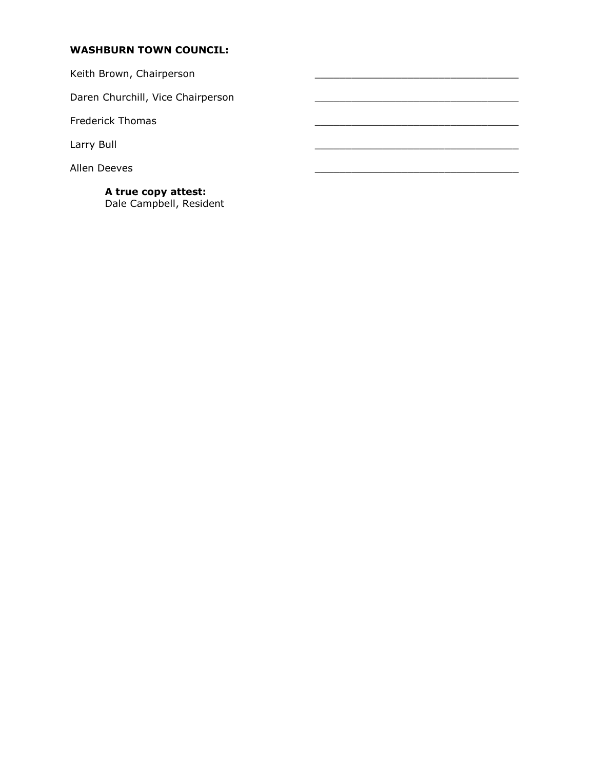**WASHBURN TOWN COUNCIL:**

Keith Brown, Chairperson ________________________________

Daren Churchill, Vice Chairperson ________________________________

Frederick Thomas ________________________________

Larry Bull ________________________________

Allen Deeves ________________________________

**A true copy attest:**
Dale Campbell, Resident